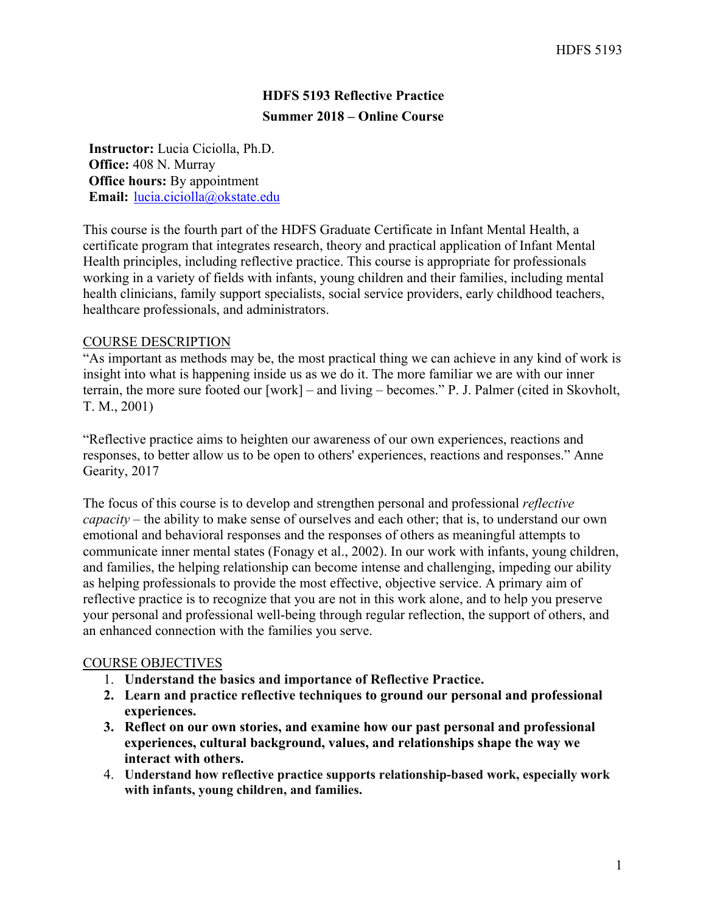# HDFS 5193 Reflective Practice
## Summer 2018 – Online Course

**Instructor:** Lucia Ciciolla, Ph.D.
**Office:** 408 N. Murray
**Office hours:** By appointment
**Email:** lucia.ciciolla@okstate.edu

This course is the fourth part of the HDFS Graduate Certificate in Infant Mental Health, a certificate program that integrates research, theory and practical application of Infant Mental Health principles, including reflective practice. This course is appropriate for professionals working in a variety of fields with infants, young children and their families, including mental health clinicians, family support specialists, social service providers, early childhood teachers, healthcare professionals, and administrators.

### COURSE DESCRIPTION

"As important as methods may be, the most practical thing we can achieve in any kind of work is insight into what is happening inside us as we do it. The more familiar we are with our inner terrain, the more sure footed our [work] – and living – becomes." P. J. Palmer (cited in Skovholt, T. M., 2001)

"Reflective practice aims to heighten our awareness of our own experiences, reactions and responses, to better allow us to be open to others' experiences, reactions and responses." Anne Gearity, 2017

The focus of this course is to develop and strengthen personal and professional *reflective capacity* – the ability to make sense of ourselves and each other; that is, to understand our own emotional and behavioral responses and the responses of others as meaningful attempts to communicate inner mental states (Fonagy et al., 2002). In our work with infants, young children, and families, the helping relationship can become intense and challenging, impeding our ability as helping professionals to provide the most effective, objective service. A primary aim of reflective practice is to recognize that you are not in this work alone, and to help you preserve your personal and professional well-being through regular reflection, the support of others, and an enhanced connection with the families you serve.

### COURSE OBJECTIVES

1. **Understand the basics and importance of Reflective Practice.**
2. **Learn and practice reflective techniques to ground our personal and professional experiences.**
3. **Reflect on our own stories, and examine how our past personal and professional experiences, cultural background, values, and relationships shape the way we interact with others.**
4. **Understand how reflective practice supports relationship-based work, especially work with infants, young children, and families.**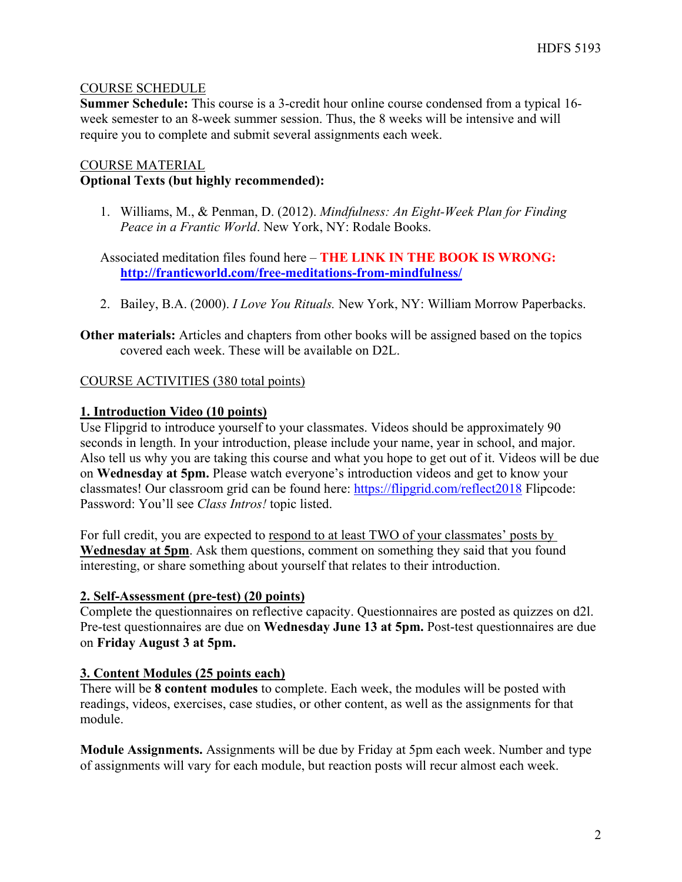COURSE SCHEDULE

**Summer Schedule:** This course is a 3-credit hour online course condensed from a typical 16-week semester to an 8-week summer session. Thus, the 8 weeks will be intensive and will require you to complete and submit several assignments each week.

COURSE MATERIAL

**Optional Texts (but highly recommended):**

1. Williams, M., & Penman, D. (2012). *Mindfulness: An Eight-Week Plan for Finding Peace in a Frantic World*. New York, NY: Rodale Books.

   Associated meditation files found here – **THE LINK IN THE BOOK IS WRONG: http://franticworld.com/free-meditations-from-mindfulness/**

2. Bailey, B.A. (2000). *I Love You Rituals.* New York, NY: William Morrow Paperbacks.

**Other materials:** Articles and chapters from other books will be assigned based on the topics covered each week. These will be available on D2L.

COURSE ACTIVITIES (380 total points)

**1. Introduction Video (10 points)**

Use Flipgrid to introduce yourself to your classmates. Videos should be approximately 90 seconds in length. In your introduction, please include your name, year in school, and major. Also tell us why you are taking this course and what you hope to get out of it. Videos will be due on **Wednesday at 5pm.** Please watch everyone's introduction videos and get to know your classmates! Our classroom grid can be found here: https://flipgrid.com/reflect2018 Flipcode: Password: You'll see *Class Intros!* topic listed.

For full credit, you are expected to respond to at least TWO of your classmates' posts by **Wednesday at 5pm**. Ask them questions, comment on something they said that you found interesting, or share something about yourself that relates to their introduction.

**2. Self-Assessment (pre-test) (20 points)**

Complete the questionnaires on reflective capacity. Questionnaires are posted as quizzes on d2l. Pre-test questionnaires are due on **Wednesday June 13 at 5pm.** Post-test questionnaires are due on **Friday August 3 at 5pm.**

**3. Content Modules (25 points each)**

There will be **8 content modules** to complete. Each week, the modules will be posted with readings, videos, exercises, case studies, or other content, as well as the assignments for that module.

**Module Assignments.** Assignments will be due by Friday at 5pm each week. Number and type of assignments will vary for each module, but reaction posts will recur almost each week.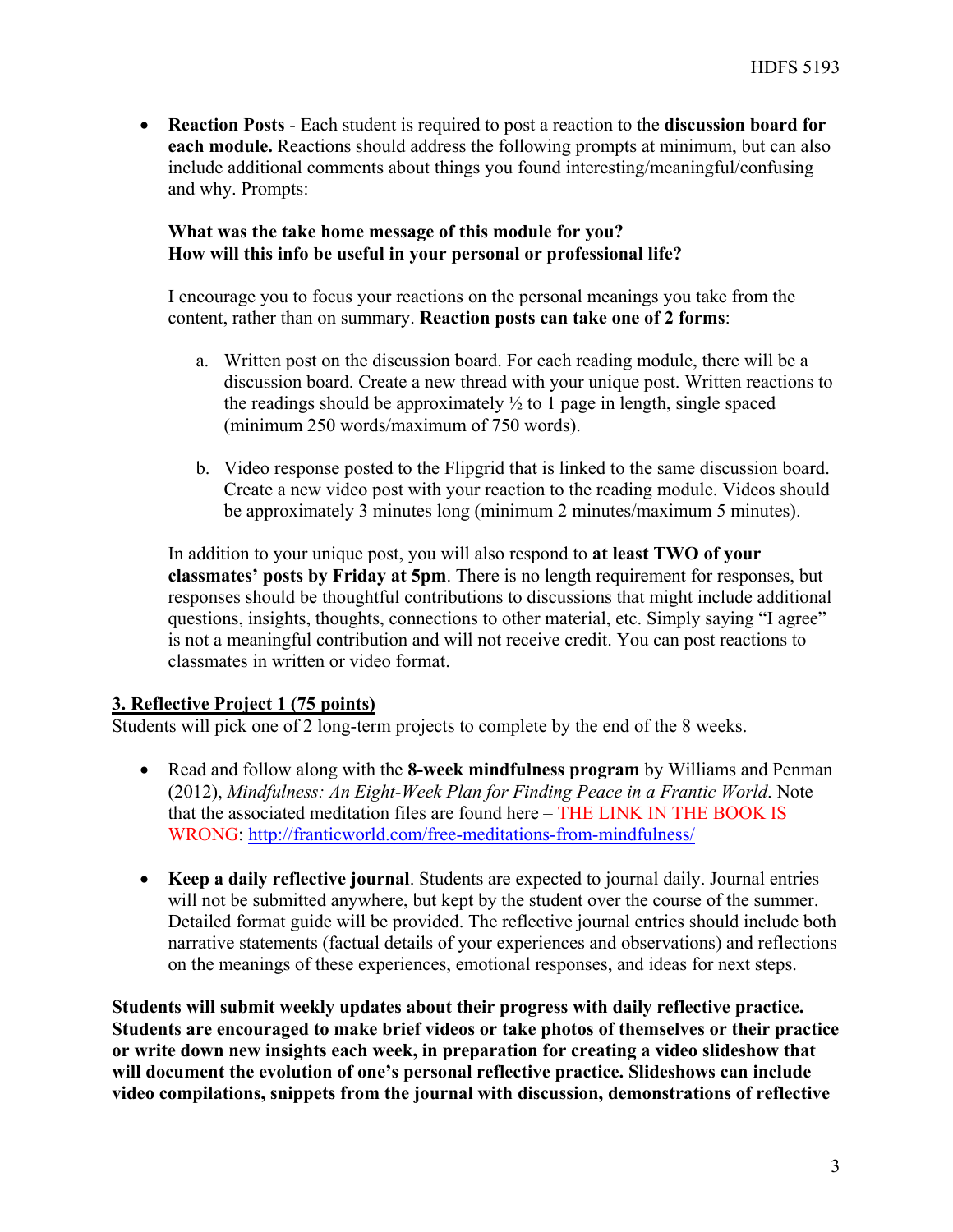- **Reaction Posts** - Each student is required to post a reaction to the **discussion board for each module.** Reactions should address the following prompts at minimum, but can also include additional comments about things you found interesting/meaningful/confusing and why. Prompts:

  **What was the take home message of this module for you?**
  **How will this info be useful in your personal or professional life?**

  I encourage you to focus your reactions on the personal meanings you take from the content, rather than on summary. **Reaction posts can take one of 2 forms**:

  a. Written post on the discussion board. For each reading module, there will be a discussion board. Create a new thread with your unique post. Written reactions to the readings should be approximately ½ to 1 page in length, single spaced (minimum 250 words/maximum of 750 words).

  b. Video response posted to the Flipgrid that is linked to the same discussion board. Create a new video post with your reaction to the reading module. Videos should be approximately 3 minutes long (minimum 2 minutes/maximum 5 minutes).

  In addition to your unique post, you will also respond to **at least TWO of your classmates' posts by Friday at 5pm**. There is no length requirement for responses, but responses should be thoughtful contributions to discussions that might include additional questions, insights, thoughts, connections to other material, etc. Simply saying "I agree" is not a meaningful contribution and will not receive credit. You can post reactions to classmates in written or video format.

### 3. Reflective Project 1 (75 points)

Students will pick one of 2 long-term projects to complete by the end of the 8 weeks.

- Read and follow along with the **8-week mindfulness program** by Williams and Penman (2012), *Mindfulness: An Eight-Week Plan for Finding Peace in a Frantic World*. Note that the associated meditation files are found here – THE LINK IN THE BOOK IS WRONG: http://franticworld.com/free-meditations-from-mindfulness/

- **Keep a daily reflective journal**. Students are expected to journal daily. Journal entries will not be submitted anywhere, but kept by the student over the course of the summer. Detailed format guide will be provided. The reflective journal entries should include both narrative statements (factual details of your experiences and observations) and reflections on the meanings of these experiences, emotional responses, and ideas for next steps.

**Students will submit weekly updates about their progress with daily reflective practice. Students are encouraged to make brief videos or take photos of themselves or their practice or write down new insights each week, in preparation for creating a video slideshow that will document the evolution of one's personal reflective practice. Slideshows can include video compilations, snippets from the journal with discussion, demonstrations of reflective**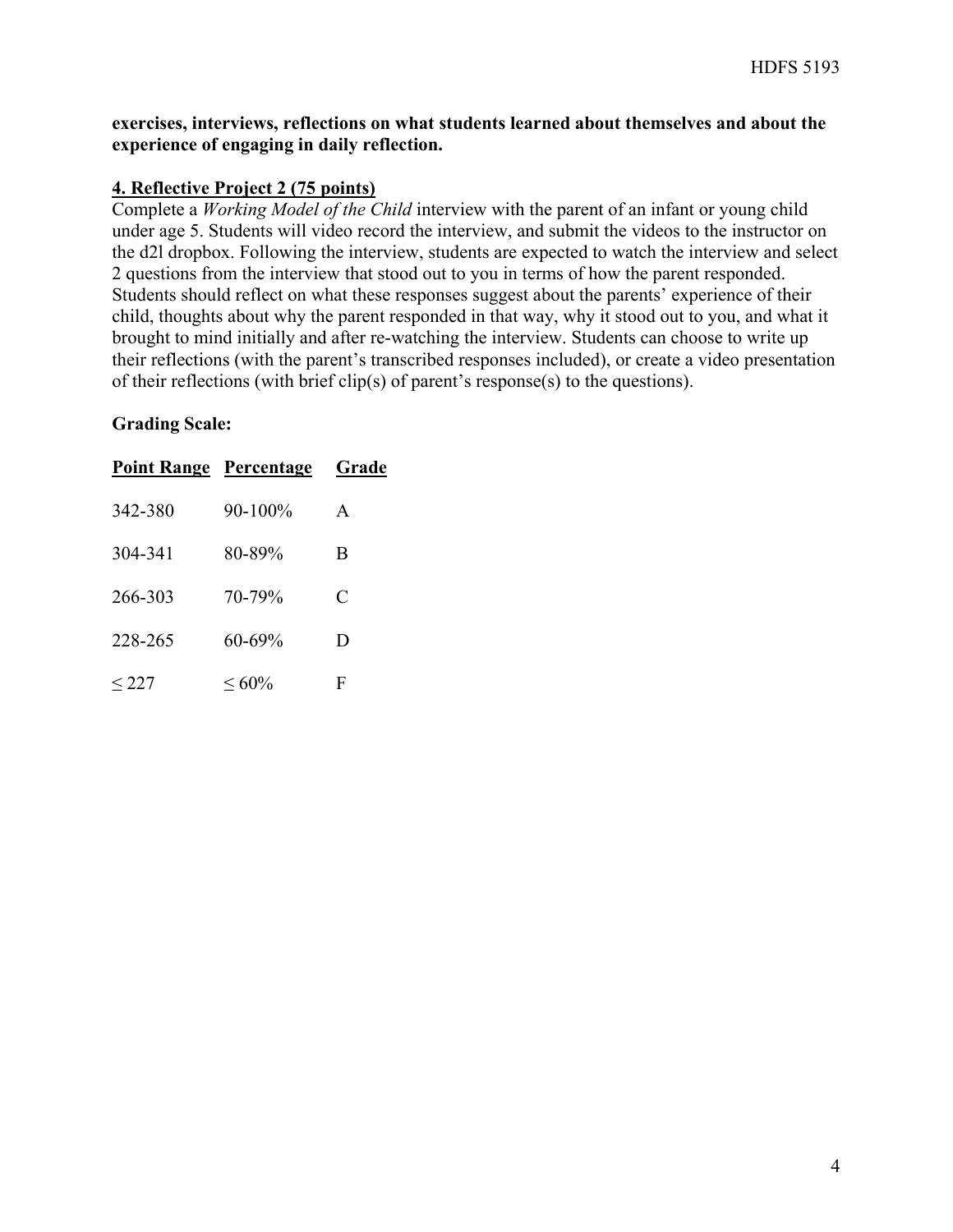**exercises, interviews, reflections on what students learned about themselves and about the experience of engaging in daily reflection.**

**4. Reflective Project 2 (75 points)**

Complete a *Working Model of the Child* interview with the parent of an infant or young child under age 5. Students will video record the interview, and submit the videos to the instructor on the d2l dropbox. Following the interview, students are expected to watch the interview and select 2 questions from the interview that stood out to you in terms of how the parent responded. Students should reflect on what these responses suggest about the parents' experience of their child, thoughts about why the parent responded in that way, why it stood out to you, and what it brought to mind initially and after re-watching the interview. Students can choose to write up their reflections (with the parent's transcribed responses included), or create a video presentation of their reflections (with brief clip(s) of parent's response(s) to the questions).

**Grading Scale:**

| Point Range | Percentage | Grade |
|---|---|---|
| 342-380 | 90-100% | A |
| 304-341 | 80-89% | B |
| 266-303 | 70-79% | C |
| 228-265 | 60-69% | D |
| ≤ 227 | ≤ 60% | F |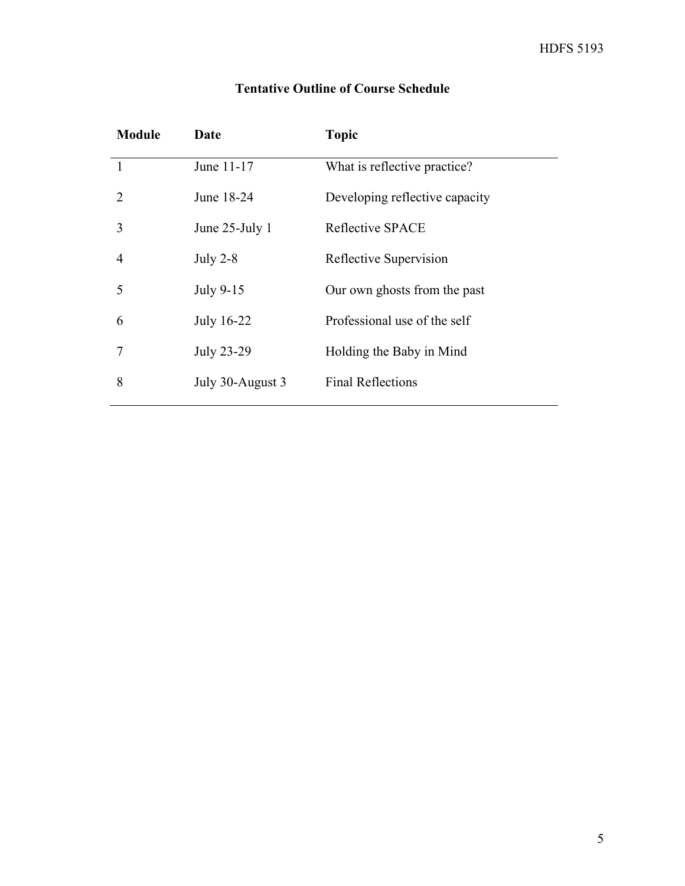## Tentative Outline of Course Schedule

| Module | Date | Topic |
|---|---|---|
| 1 | June 11-17 | What is reflective practice? |
| 2 | June 18-24 | Developing reflective capacity |
| 3 | June 25-July 1 | Reflective SPACE |
| 4 | July 2-8 | Reflective Supervision |
| 5 | July 9-15 | Our own ghosts from the past |
| 6 | July 16-22 | Professional use of the self |
| 7 | July 23-29 | Holding the Baby in Mind |
| 8 | July 30-August 3 | Final Reflections |